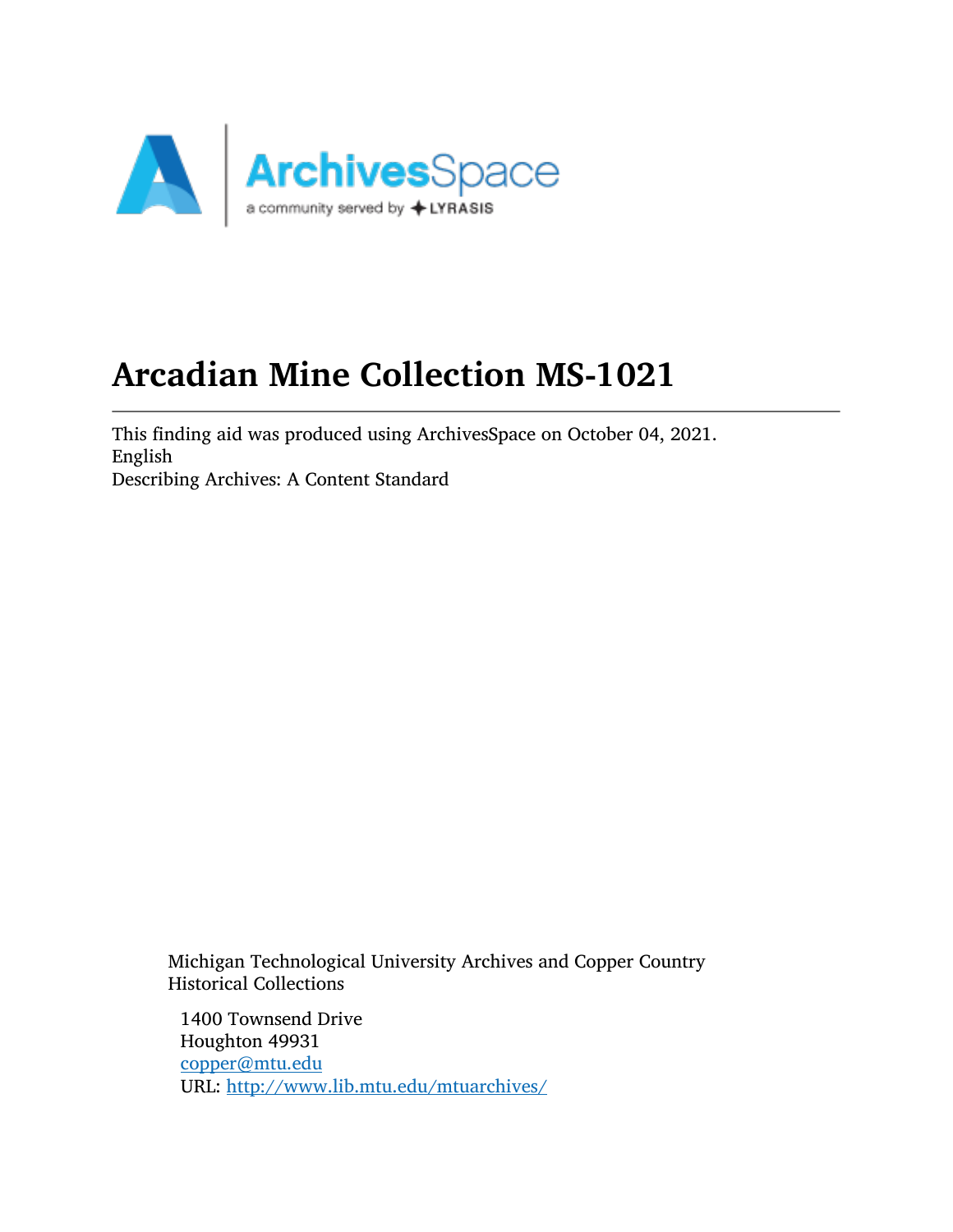# Arcadian Mine Collection MS-1021

This finding aid was produced using ArchivesSpace on October 04, 2021.
English
Describing Archives: A Content Standard

Michigan Technological University Archives and Copper Country Historical Collections

1400 Townsend Drive
Houghton 49931
copper@mtu.edu
URL: http://www.lib.mtu.edu/mtuarchives/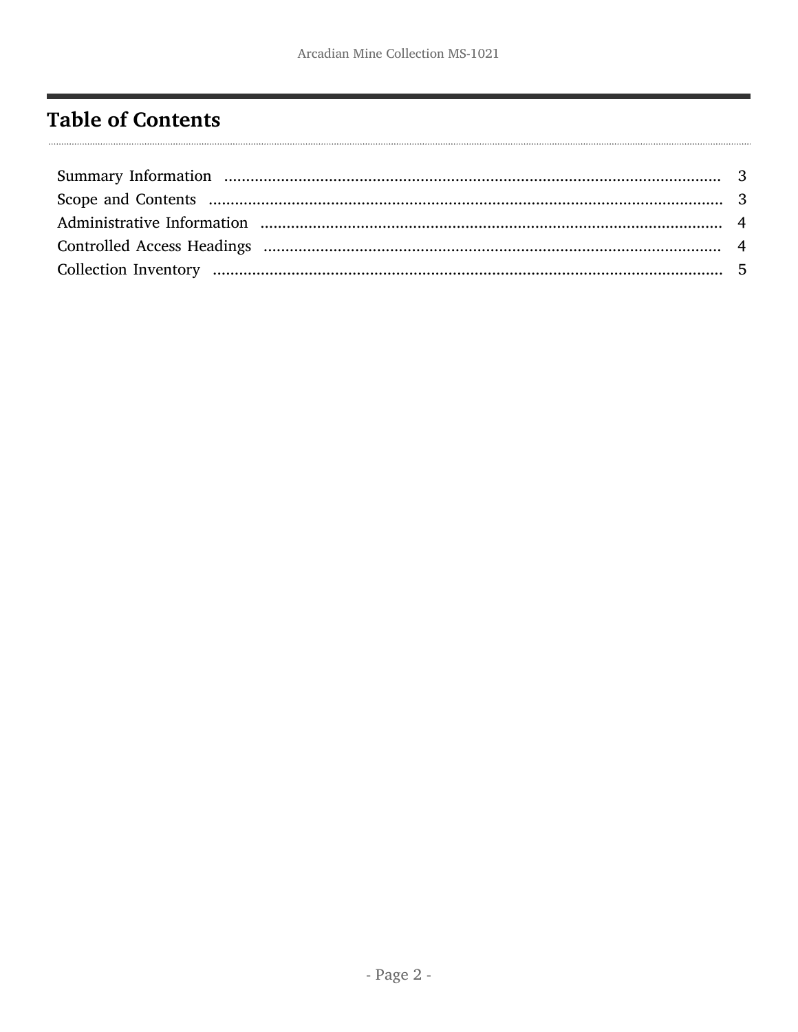# Table of Contents

Summary Information ........................................................................................................ 3
Scope and Contents .......................................................................................................... 3
Administrative Information ............................................................................................... 4
Controlled Access Headings .............................................................................................. 4
Collection Inventory .......................................................................................................... 5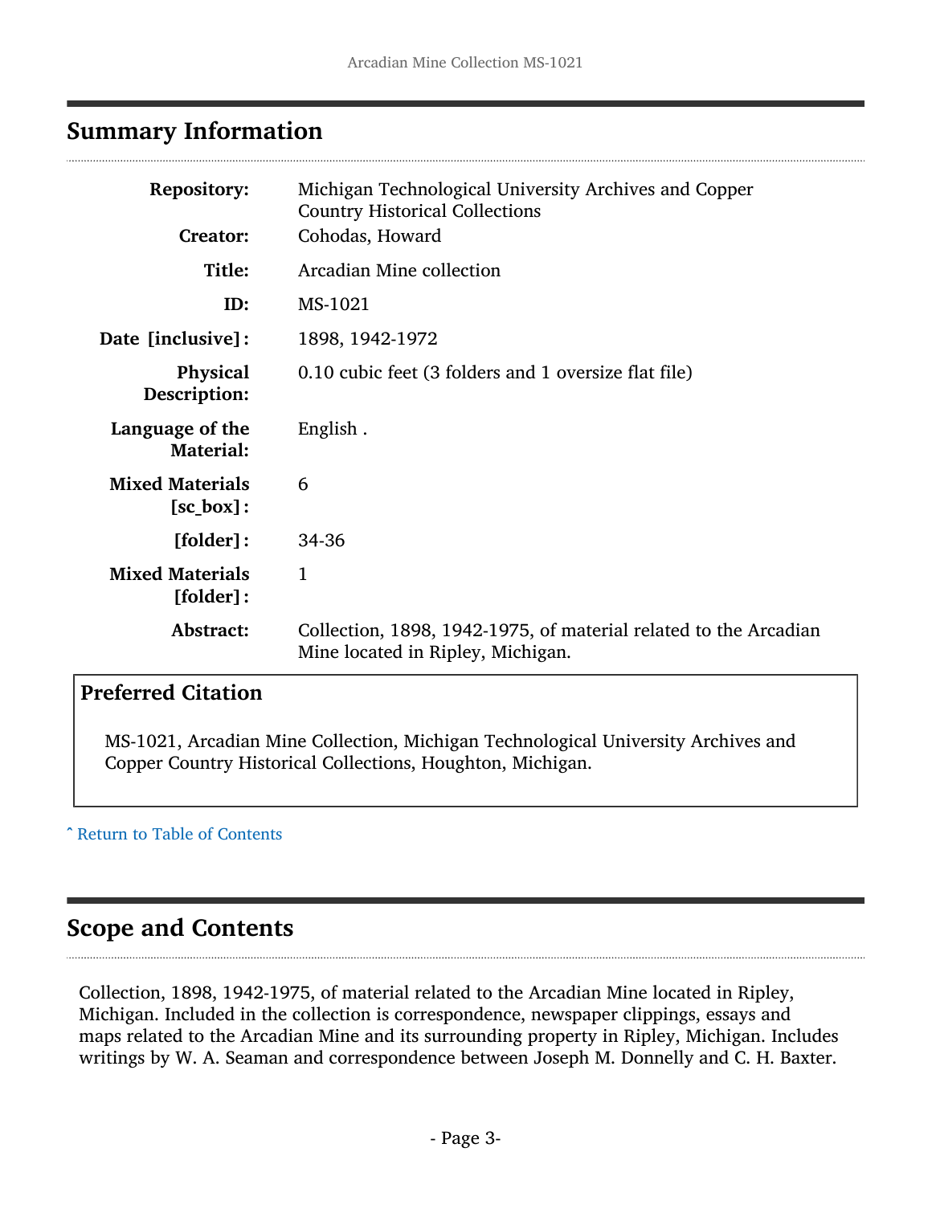## Summary Information

| | |
|---|---|
| **Repository:** | Michigan Technological University Archives and Copper Country Historical Collections |
| **Creator:** | Cohodas, Howard |
| **Title:** | Arcadian Mine collection |
| **ID:** | MS-1021 |
| **Date [inclusive]:** | 1898, 1942-1972 |
| **Physical Description:** | 0.10 cubic feet (3 folders and 1 oversize flat file) |
| **Language of the Material:** | English . |
| **Mixed Materials [sc_box]:** | 6 |
| **[folder]:** | 34-36 |
| **Mixed Materials [folder]:** | 1 |
| **Abstract:** | Collection, 1898, 1942-1975, of material related to the Arcadian Mine located in Ripley, Michigan. |

### Preferred Citation

MS-1021, Arcadian Mine Collection, Michigan Technological University Archives and Copper Country Historical Collections, Houghton, Michigan.

ˆ Return to Table of Contents

## Scope and Contents

Collection, 1898, 1942-1975, of material related to the Arcadian Mine located in Ripley, Michigan. Included in the collection is correspondence, newspaper clippings, essays and maps related to the Arcadian Mine and its surrounding property in Ripley, Michigan. Includes writings by W. A. Seaman and correspondence between Joseph M. Donnelly and C. H. Baxter.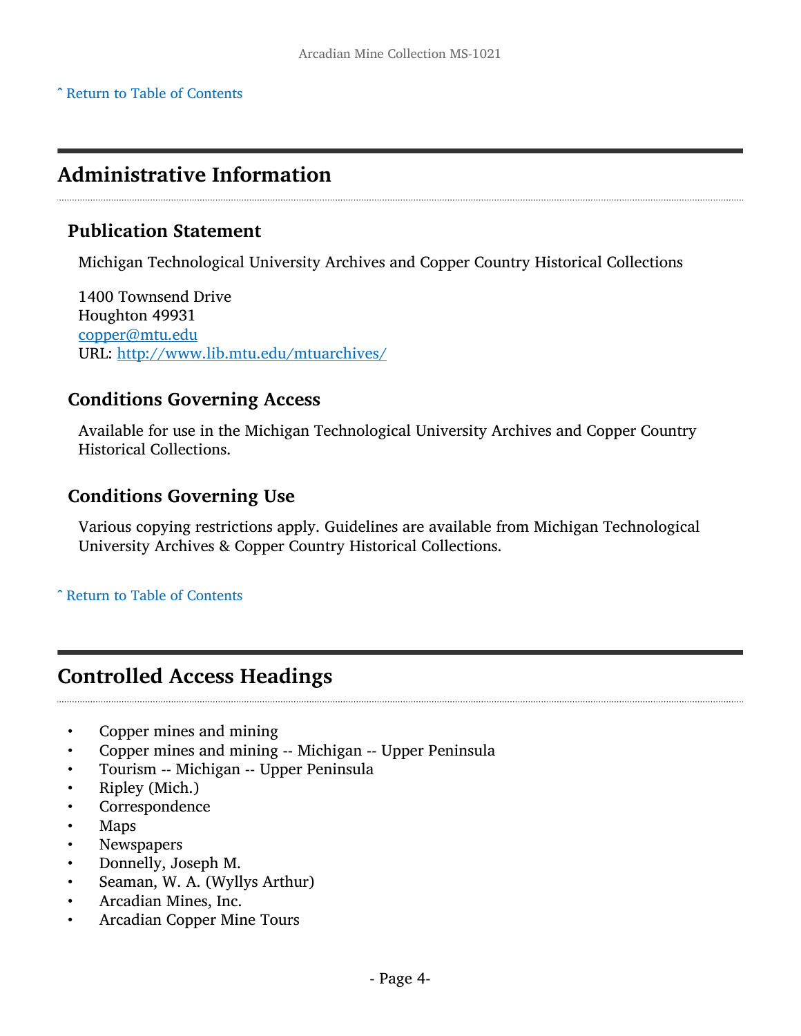[ˆ Return to Table of Contents]

## Administrative Information

### Publication Statement

Michigan Technological University Archives and Copper Country Historical Collections

1400 Townsend Drive
Houghton 49931
copper@mtu.edu
URL: http://www.lib.mtu.edu/mtuarchives/

### Conditions Governing Access

Available for use in the Michigan Technological University Archives and Copper Country Historical Collections.

### Conditions Governing Use

Various copying restrictions apply. Guidelines are available from Michigan Technological University Archives & Copper Country Historical Collections.

[ˆ Return to Table of Contents]

## Controlled Access Headings

- Copper mines and mining
- Copper mines and mining -- Michigan -- Upper Peninsula
- Tourism -- Michigan -- Upper Peninsula
- Ripley (Mich.)
- Correspondence
- Maps
- Newspapers
- Donnelly, Joseph M.
- Seaman, W. A. (Wyllys Arthur)
- Arcadian Mines, Inc.
- Arcadian Copper Mine Tours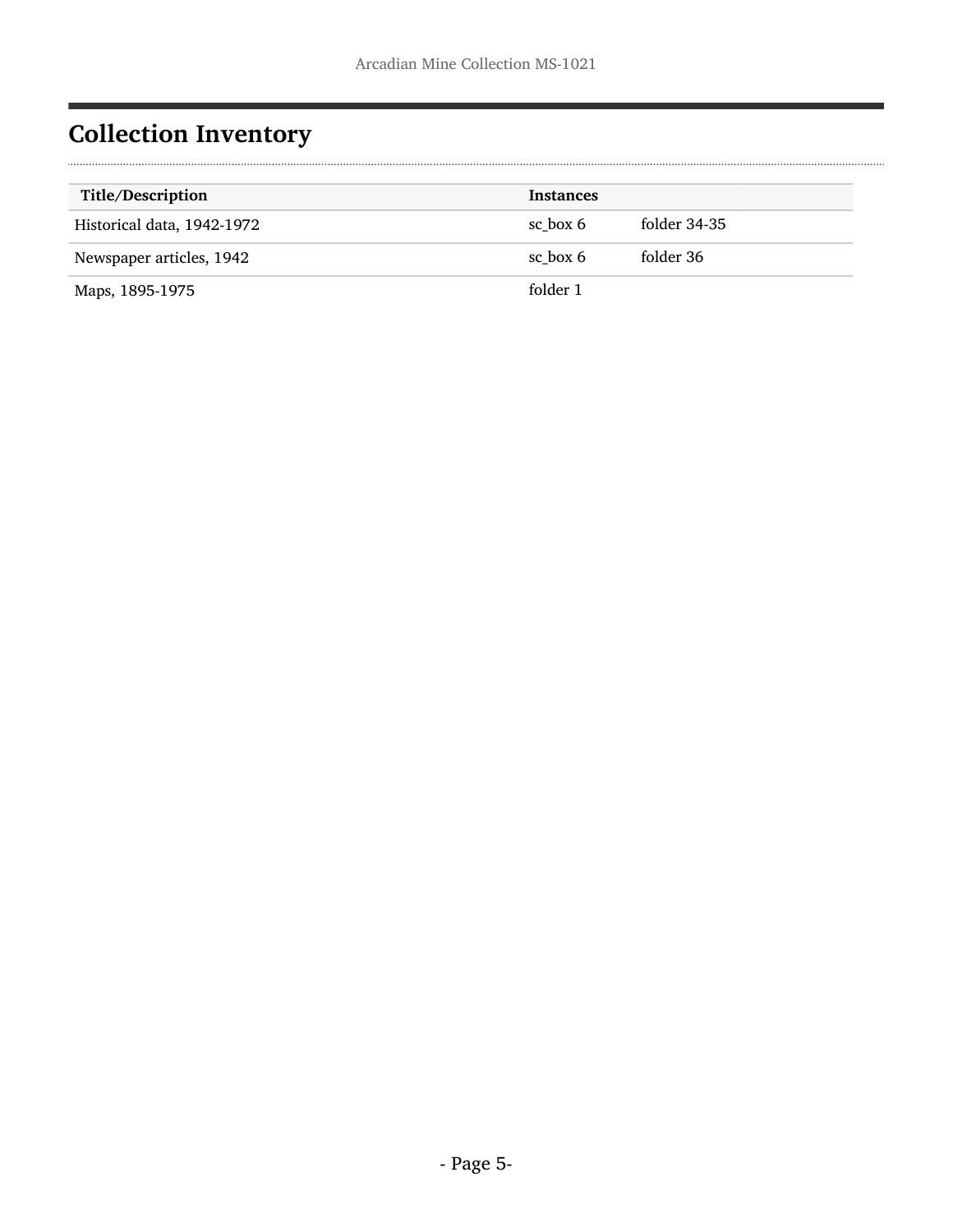## Collection Inventory

| Title/Description | Instances | |
| --- | --- | --- |
| Historical data, 1942-1972 | sc_box 6 | folder 34-35 |
| Newspaper articles, 1942 | sc_box 6 | folder 36 |
| Maps, 1895-1975 | folder 1 | |